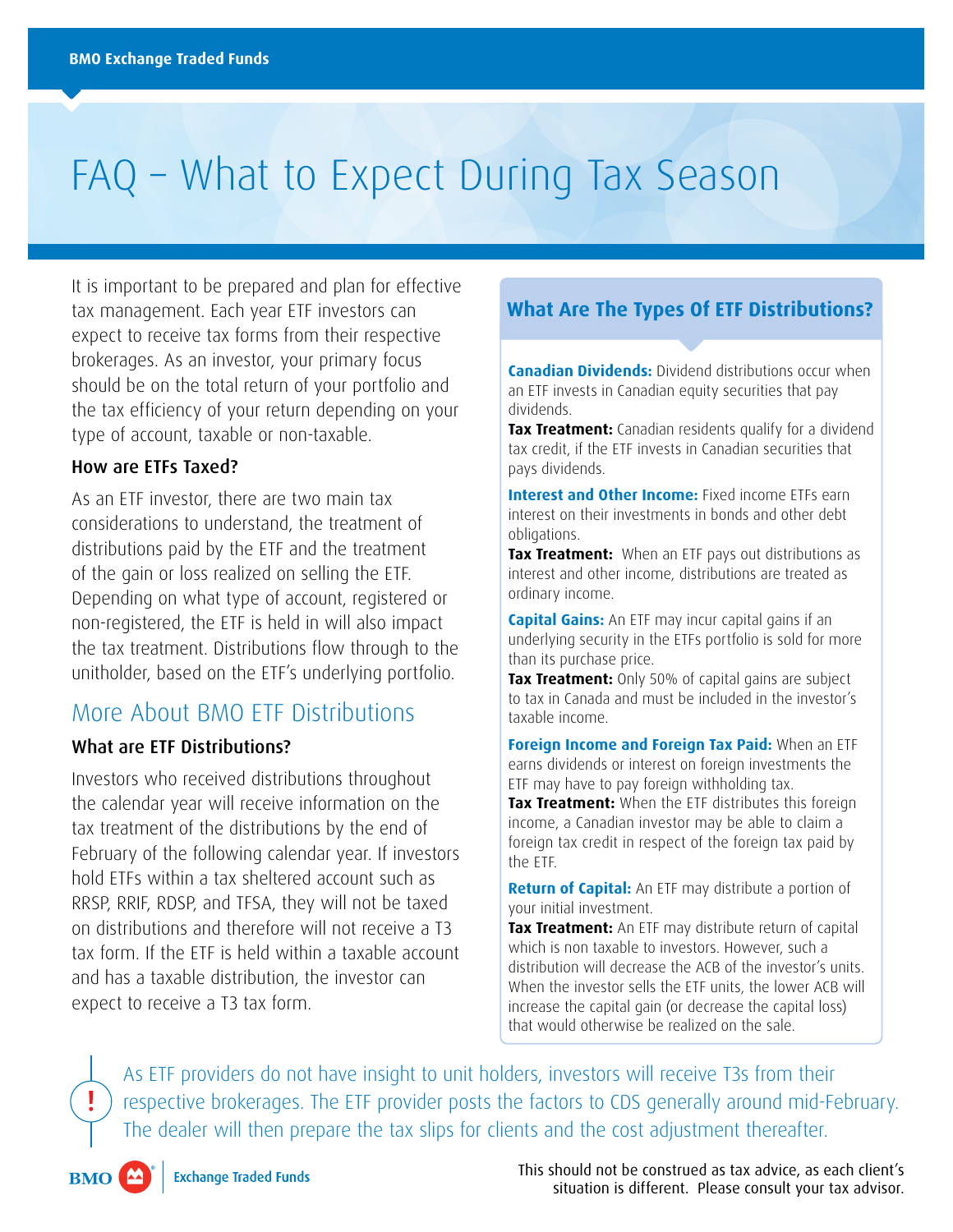BMO Exchange Traded Funds

# FAQ – What to Expect During Tax Season

It is important to be prepared and plan for effective tax management. Each year ETF investors can expect to receive tax forms from their respective brokerages. As an investor, your primary focus should be on the total return of your portfolio and the tax efficiency of your return depending on your type of account, taxable or non-taxable.

### How are ETFs Taxed?

As an ETF investor, there are two main tax considerations to understand, the treatment of distributions paid by the ETF and the treatment of the gain or loss realized on selling the ETF. Depending on what type of account, registered or non-registered, the ETF is held in will also impact the tax treatment. Distributions flow through to the unitholder, based on the ETF's underlying portfolio.

## More About BMO ETF Distributions

### What are ETF Distributions?

Investors who received distributions throughout the calendar year will receive information on the tax treatment of the distributions by the end of February of the following calendar year. If investors hold ETFs within a tax sheltered account such as RRSP, RRIF, RDSP, and TFSA, they will not be taxed on distributions and therefore will not receive a T3 tax form. If the ETF is held within a taxable account and has a taxable distribution, the investor can expect to receive a T3 tax form.

### What Are The Types Of ETF Distributions?

**Canadian Dividends:** Dividend distributions occur when an ETF invests in Canadian equity securities that pay dividends.
**Tax Treatment:** Canadian residents qualify for a dividend tax credit, if the ETF invests in Canadian securities that pays dividends.

**Interest and Other Income:** Fixed income ETFs earn interest on their investments in bonds and other debt obligations.
**Tax Treatment:** When an ETF pays out distributions as interest and other income, distributions are treated as ordinary income.

**Capital Gains:** An ETF may incur capital gains if an underlying security in the ETFs portfolio is sold for more than its purchase price.
**Tax Treatment:** Only 50% of capital gains are subject to tax in Canada and must be included in the investor's taxable income.

**Foreign Income and Foreign Tax Paid:** When an ETF earns dividends or interest on foreign investments the ETF may have to pay foreign withholding tax.
**Tax Treatment:** When the ETF distributes this foreign income, a Canadian investor may be able to claim a foreign tax credit in respect of the foreign tax paid by the ETF.

**Return of Capital:** An ETF may distribute a portion of your initial investment.
**Tax Treatment:** An ETF may distribute return of capital which is non taxable to investors. However, such a distribution will decrease the ACB of the investor's units. When the investor sells the ETF units, the lower ACB will increase the capital gain (or decrease the capital loss) that would otherwise be realized on the sale.

**!** As ETF providers do not have insight to unit holders, investors will receive T3s from their respective brokerages. The ETF provider posts the factors to CDS generally around mid-February. The dealer will then prepare the tax slips for clients and the cost adjustment thereafter.

This should not be construed as tax advice, as each client's situation is different. Please consult your tax advisor.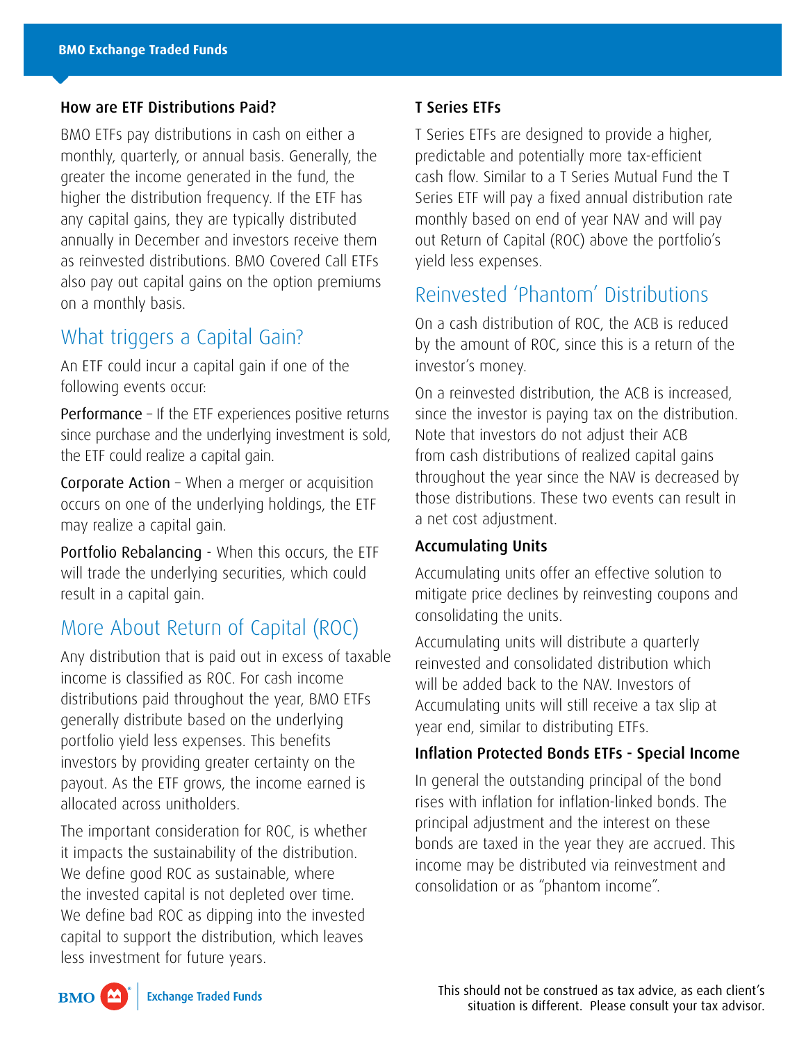### How are ETF Distributions Paid?

BMO ETFs pay distributions in cash on either a monthly, quarterly, or annual basis. Generally, the greater the income generated in the fund, the higher the distribution frequency. If the ETF has any capital gains, they are typically distributed annually in December and investors receive them as reinvested distributions. BMO Covered Call ETFs also pay out capital gains on the option premiums on a monthly basis.

## What triggers a Capital Gain?

An ETF could incur a capital gain if one of the following events occur:

Performance – If the ETF experiences positive returns since purchase and the underlying investment is sold, the ETF could realize a capital gain.

Corporate Action – When a merger or acquisition occurs on one of the underlying holdings, the ETF may realize a capital gain.

Portfolio Rebalancing - When this occurs, the ETF will trade the underlying securities, which could result in a capital gain.

## More About Return of Capital (ROC)

Any distribution that is paid out in excess of taxable income is classified as ROC. For cash income distributions paid throughout the year, BMO ETFs generally distribute based on the underlying portfolio yield less expenses. This benefits investors by providing greater certainty on the payout. As the ETF grows, the income earned is allocated across unitholders.

The important consideration for ROC, is whether it impacts the sustainability of the distribution. We define good ROC as sustainable, where the invested capital is not depleted over time. We define bad ROC as dipping into the invested capital to support the distribution, which leaves less investment for future years.

### T Series ETFs

T Series ETFs are designed to provide a higher, predictable and potentially more tax-efficient cash flow. Similar to a T Series Mutual Fund the T Series ETF will pay a fixed annual distribution rate monthly based on end of year NAV and will pay out Return of Capital (ROC) above the portfolio's yield less expenses.

## Reinvested 'Phantom' Distributions

On a cash distribution of ROC, the ACB is reduced by the amount of ROC, since this is a return of the investor's money.

On a reinvested distribution, the ACB is increased, since the investor is paying tax on the distribution. Note that investors do not adjust their ACB from cash distributions of realized capital gains throughout the year since the NAV is decreased by those distributions. These two events can result in a net cost adjustment.

### Accumulating Units

Accumulating units offer an effective solution to mitigate price declines by reinvesting coupons and consolidating the units.

Accumulating units will distribute a quarterly reinvested and consolidated distribution which will be added back to the NAV. Investors of Accumulating units will still receive a tax slip at year end, similar to distributing ETFs.

### Inflation Protected Bonds ETFs - Special Income

In general the outstanding principal of the bond rises with inflation for inflation-linked bonds. The principal adjustment and the interest on these bonds are taxed in the year they are accrued. This income may be distributed via reinvestment and consolidation or as "phantom income".

This should not be construed as tax advice, as each client's situation is different. Please consult your tax advisor.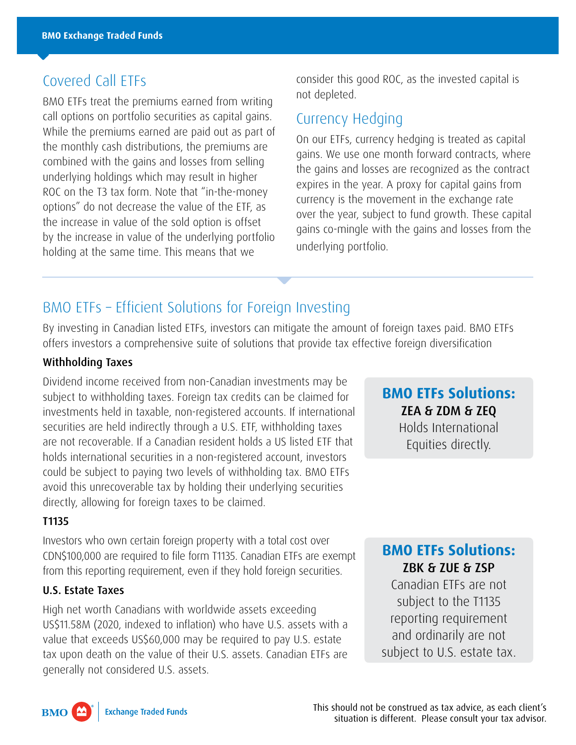## Covered Call ETFs

BMO ETFs treat the premiums earned from writing call options on portfolio securities as capital gains. While the premiums earned are paid out as part of the monthly cash distributions, the premiums are combined with the gains and losses from selling underlying holdings which may result in higher ROC on the T3 tax form. Note that "in-the-money options" do not decrease the value of the ETF, as the increase in value of the sold option is offset by the increase in value of the underlying portfolio holding at the same time. This means that we consider this good ROC, as the invested capital is not depleted.

## Currency Hedging

On our ETFs, currency hedging is treated as capital gains. We use one month forward contracts, where the gains and losses are recognized as the contract expires in the year. A proxy for capital gains from currency is the movement in the exchange rate over the year, subject to fund growth. These capital gains co-mingle with the gains and losses from the underlying portfolio.

## BMO ETFs – Efficient Solutions for Foreign Investing

By investing in Canadian listed ETFs, investors can mitigate the amount of foreign taxes paid. BMO ETFs offers investors a comprehensive suite of solutions that provide tax effective foreign diversification

### Withholding Taxes

Dividend income received from non-Canadian investments may be subject to withholding taxes. Foreign tax credits can be claimed for investments held in taxable, non-registered accounts. If international securities are held indirectly through a U.S. ETF, withholding taxes are not recoverable. If a Canadian resident holds a US listed ETF that holds international securities in a non-registered account, investors could be subject to paying two levels of withholding tax. BMO ETFs avoid this unrecoverable tax by holding their underlying securities directly, allowing for foreign taxes to be claimed.

**BMO ETFs Solutions:**
**ZEA & ZDM & ZEQ**
Holds International Equities directly.

### T1135

Investors who own certain foreign property with a total cost over CDN$100,000 are required to file form T1135. Canadian ETFs are exempt from this reporting requirement, even if they hold foreign securities.

### U.S. Estate Taxes

High net worth Canadians with worldwide assets exceeding US$11.58M (2020, indexed to inflation) who have U.S. assets with a value that exceeds US$60,000 may be required to pay U.S. estate tax upon death on the value of their U.S. assets. Canadian ETFs are generally not considered U.S. assets.

**BMO ETFs Solutions:**
**ZBK & ZUE & ZSP**
Canadian ETFs are not subject to the T1135 reporting requirement and ordinarily are not subject to U.S. estate tax.

This should not be construed as tax advice, as each client's situation is different. Please consult your tax advisor.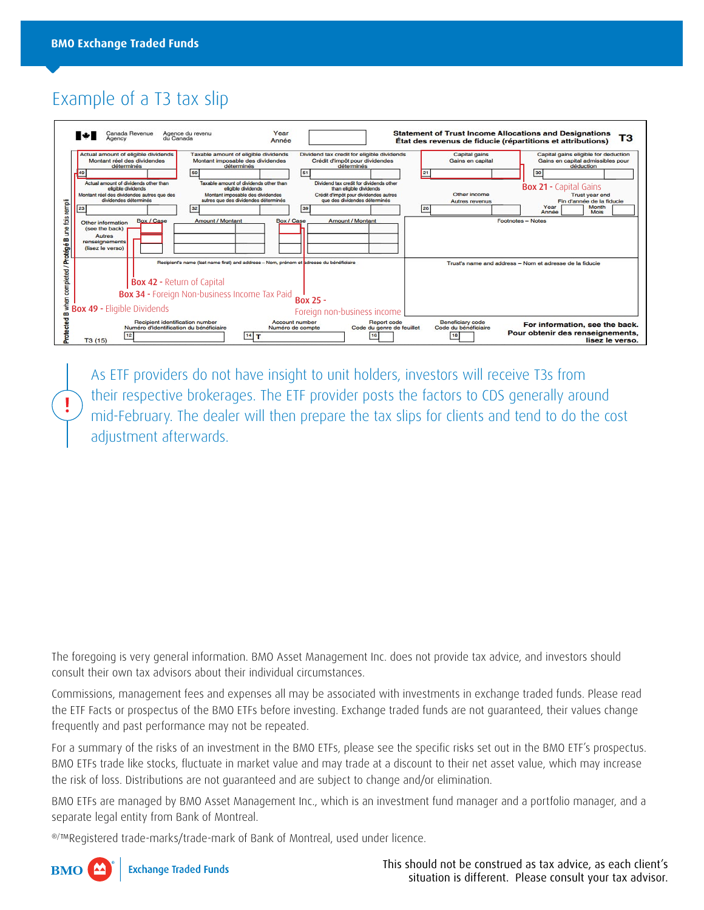# Example of a T3 tax slip

Canada Revenue Agency / Agence du revenu du Canada

Year / Année

**Statement of Trust Income Allocations and Designations / État des revenus de fiducie (répartitions et attributions) T3**

| Actual amount of eligible dividends / Montant réel des dividendes déterminés | Taxable amount of eligible dividends / Montant imposable des dividendes déterminés | Dividend tax credit for eligible dividends / Crédit d'impôt pour dividendes déterminés | Capital gains / Gains en capital | Capital gains eligible for deduction / Gains en capital admissibles pour déduction |
|---|---|---|---|---|
| 49 | 50 | 51 | 21 | 30 |
| Actual amount of dividends other than eligible dividends / Montant réel des dividendes autres que des dividendes déterminés | Taxable amount of dividends other than eligible dividends / Montant imposable des dividendes autres que des dividendes déterminés | Dividend tax credit for dividends other than eligible dividends / Crédit d'impôt pour dividendes autres que des dividendes déterminés | Other income / Autres revenus | Trust year end / Fin d'année de la fiducie — Year / Année, Month / Mois |
| 23 | 32 | 39 | 26 | |

Other information (see the back) / Autres renseignements (lisez le verso) — Box / Case — Amount / Montant — Box / Case — Amount / Montant

Footnotes – Notes

Recipient's name (last name first) and address – Nom, prénom et adresse du bénéficiaire

Trust's name and address – Nom et adresse de la fiducie

Recipient identification number / Numéro d'identification du bénéficiaire 12 — Account number / Numéro de compte 14 T — Report code / Code du genre de feuillet 16 — Beneficiary code / Code du bénéficiaire 18

**For information, see the back. / Pour obtenir des renseignements, lisez le verso.**

T3 (15)

Protected B when completed / Protégé B une fois rempli

Box 21 - Capital Gains

Box 42 - Return of Capital

Box 34 - Foreign Non-business Income Tax Paid

Box 25 - Foreign non-business income

Box 49 - Eligible Dividends

!

As ETF providers do not have insight to unit holders, investors will receive T3s from their respective brokerages. The ETF provider posts the factors to CDS generally around mid-February. The dealer will then prepare the tax slips for clients and tend to do the cost adjustment afterwards.

The foregoing is very general information. BMO Asset Management Inc. does not provide tax advice, and investors should consult their own tax advisors about their individual circumstances.

Commissions, management fees and expenses all may be associated with investments in exchange traded funds. Please read the ETF Facts or prospectus of the BMO ETFs before investing. Exchange traded funds are not guaranteed, their values change frequently and past performance may not be repeated.

For a summary of the risks of an investment in the BMO ETFs, please see the specific risks set out in the BMO ETF's prospectus. BMO ETFs trade like stocks, fluctuate in market value and may trade at a discount to their net asset value, which may increase the risk of loss. Distributions are not guaranteed and are subject to change and/or elimination.

BMO ETFs are managed by BMO Asset Management Inc., which is an investment fund manager and a portfolio manager, and a separate legal entity from Bank of Montreal.

®/™Registered trade-marks/trade-mark of Bank of Montreal, used under licence.

BMO Exchange Traded Funds

This should not be construed as tax advice, as each client's situation is different. Please consult your tax advisor.